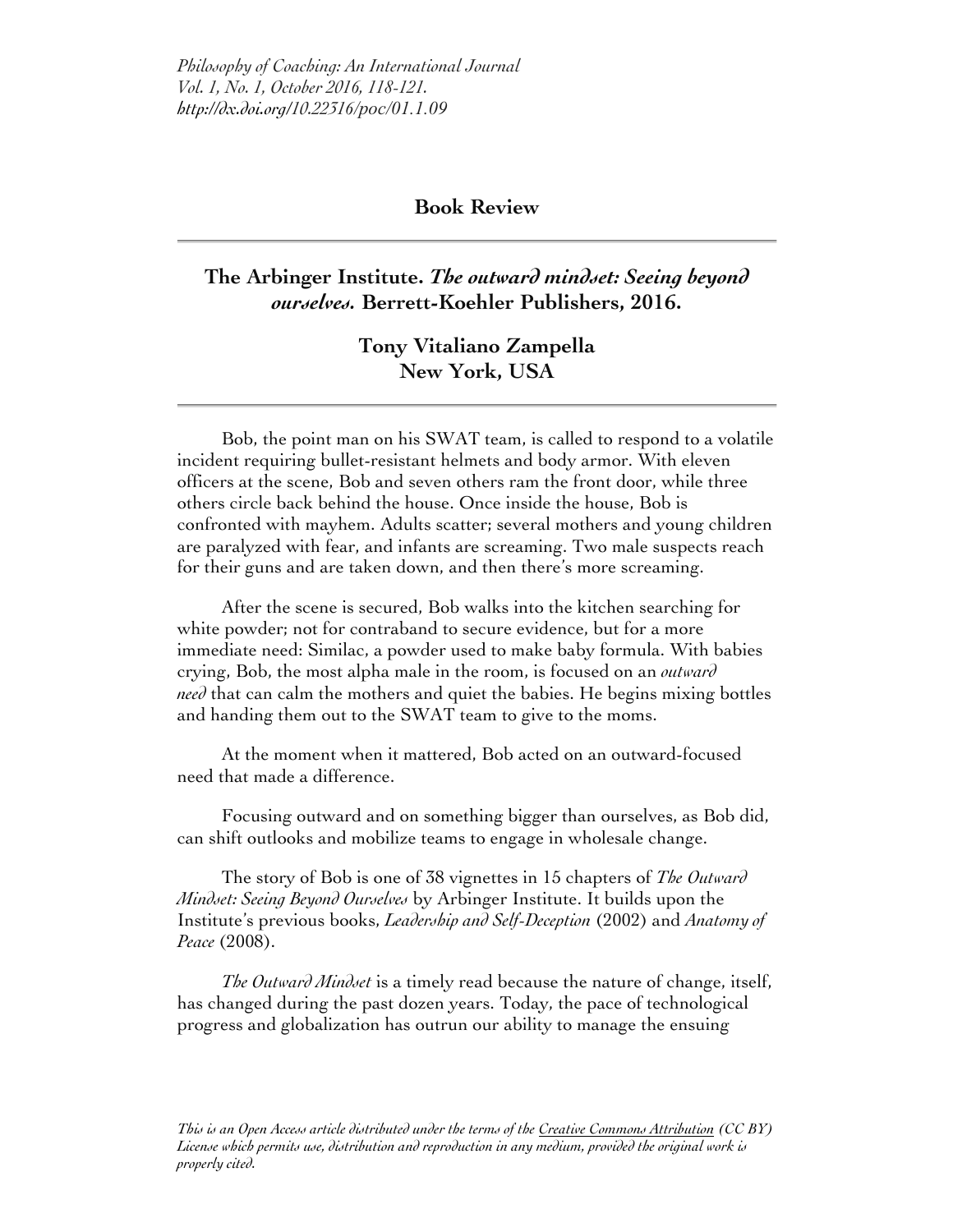## Book Review

---

### The Arbinger Institute. *The outward mindset: Seeing beyond ourselves.* Berrett-Koehler Publishers, 2016.

**Tony Vitaliano Zampella**
**New York, USA**

---

Bob, the point man on his SWAT team, is called to respond to a volatile incident requiring bullet-resistant helmets and body armor. With eleven officers at the scene, Bob and seven others ram the front door, while three others circle back behind the house. Once inside the house, Bob is confronted with mayhem. Adults scatter; several mothers and young children are paralyzed with fear, and infants are screaming. Two male suspects reach for their guns and are taken down, and then there's more screaming.

After the scene is secured, Bob walks into the kitchen searching for white powder; not for contraband to secure evidence, but for a more immediate need: Similac, a powder used to make baby formula. With babies crying, Bob, the most alpha male in the room, is focused on an *outward need* that can calm the mothers and quiet the babies. He begins mixing bottles and handing them out to the SWAT team to give to the moms.

At the moment when it mattered, Bob acted on an outward-focused need that made a difference.

Focusing outward and on something bigger than ourselves, as Bob did, can shift outlooks and mobilize teams to engage in wholesale change.

The story of Bob is one of 38 vignettes in 15 chapters of *The Outward Mindset: Seeing Beyond Ourselves* by Arbinger Institute. It builds upon the Institute's previous books, *Leadership and Self-Deception* (2002) and *Anatomy of Peace* (2008).

*The Outward Mindset* is a timely read because the nature of change, itself, has changed during the past dozen years. Today, the pace of technological progress and globalization has outrun our ability to manage the ensuing

*This is an Open Access article distributed under the terms of the Creative Commons Attribution (CC BY) License which permits use, distribution and reproduction in any medium, provided the original work is properly cited.*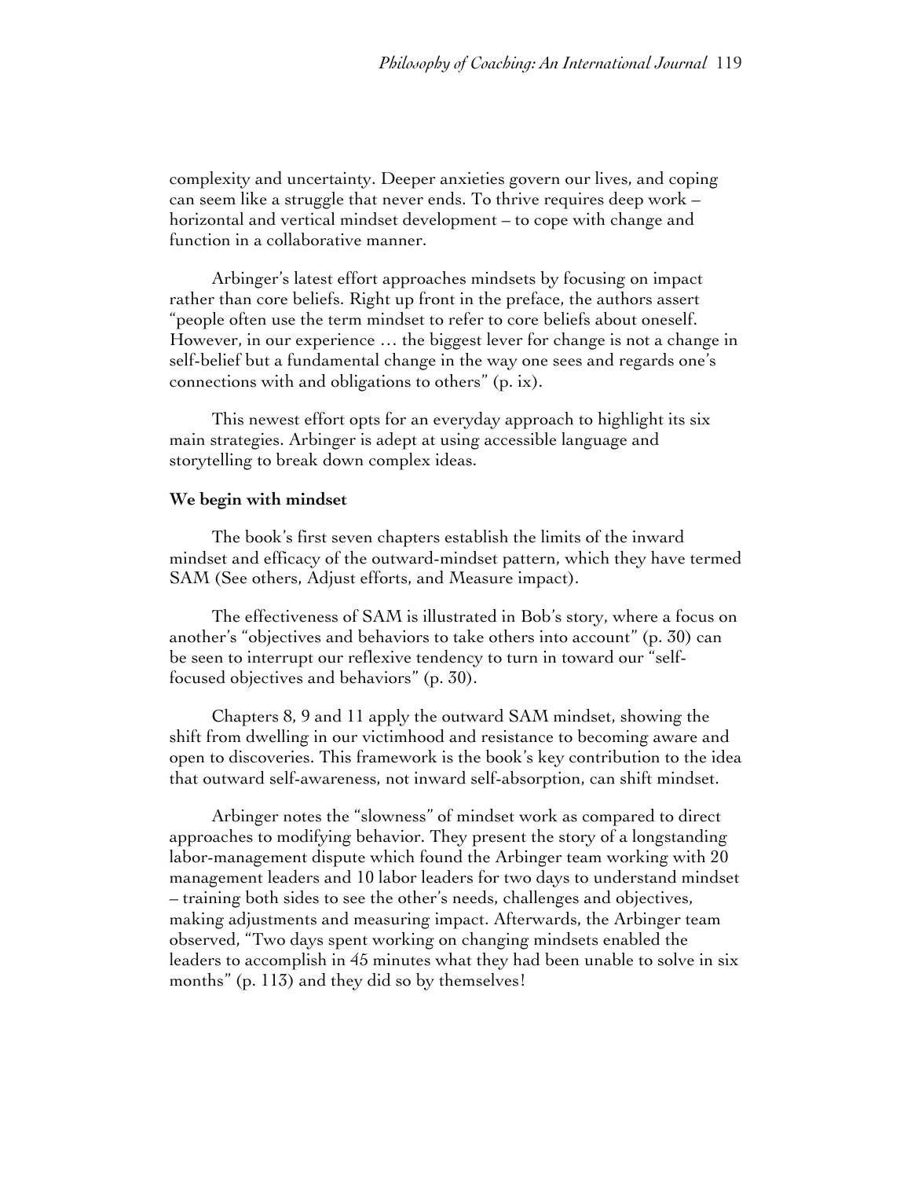complexity and uncertainty. Deeper anxieties govern our lives, and coping can seem like a struggle that never ends. To thrive requires deep work – horizontal and vertical mindset development – to cope with change and function in a collaborative manner.

Arbinger's latest effort approaches mindsets by focusing on impact rather than core beliefs. Right up front in the preface, the authors assert "people often use the term mindset to refer to core beliefs about oneself. However, in our experience … the biggest lever for change is not a change in self-belief but a fundamental change in the way one sees and regards one's connections with and obligations to others" (p. ix).

This newest effort opts for an everyday approach to highlight its six main strategies. Arbinger is adept at using accessible language and storytelling to break down complex ideas.

**We begin with mindset**

The book's first seven chapters establish the limits of the inward mindset and efficacy of the outward-mindset pattern, which they have termed SAM (See others, Adjust efforts, and Measure impact).

The effectiveness of SAM is illustrated in Bob's story, where a focus on another's "objectives and behaviors to take others into account" (p. 30) can be seen to interrupt our reflexive tendency to turn in toward our "self-focused objectives and behaviors" (p. 30).

Chapters 8, 9 and 11 apply the outward SAM mindset, showing the shift from dwelling in our victimhood and resistance to becoming aware and open to discoveries. This framework is the book's key contribution to the idea that outward self-awareness, not inward self-absorption, can shift mindset.

Arbinger notes the "slowness" of mindset work as compared to direct approaches to modifying behavior. They present the story of a longstanding labor-management dispute which found the Arbinger team working with 20 management leaders and 10 labor leaders for two days to understand mindset – training both sides to see the other's needs, challenges and objectives, making adjustments and measuring impact. Afterwards, the Arbinger team observed, "Two days spent working on changing mindsets enabled the leaders to accomplish in 45 minutes what they had been unable to solve in six months" (p. 113) and they did so by themselves!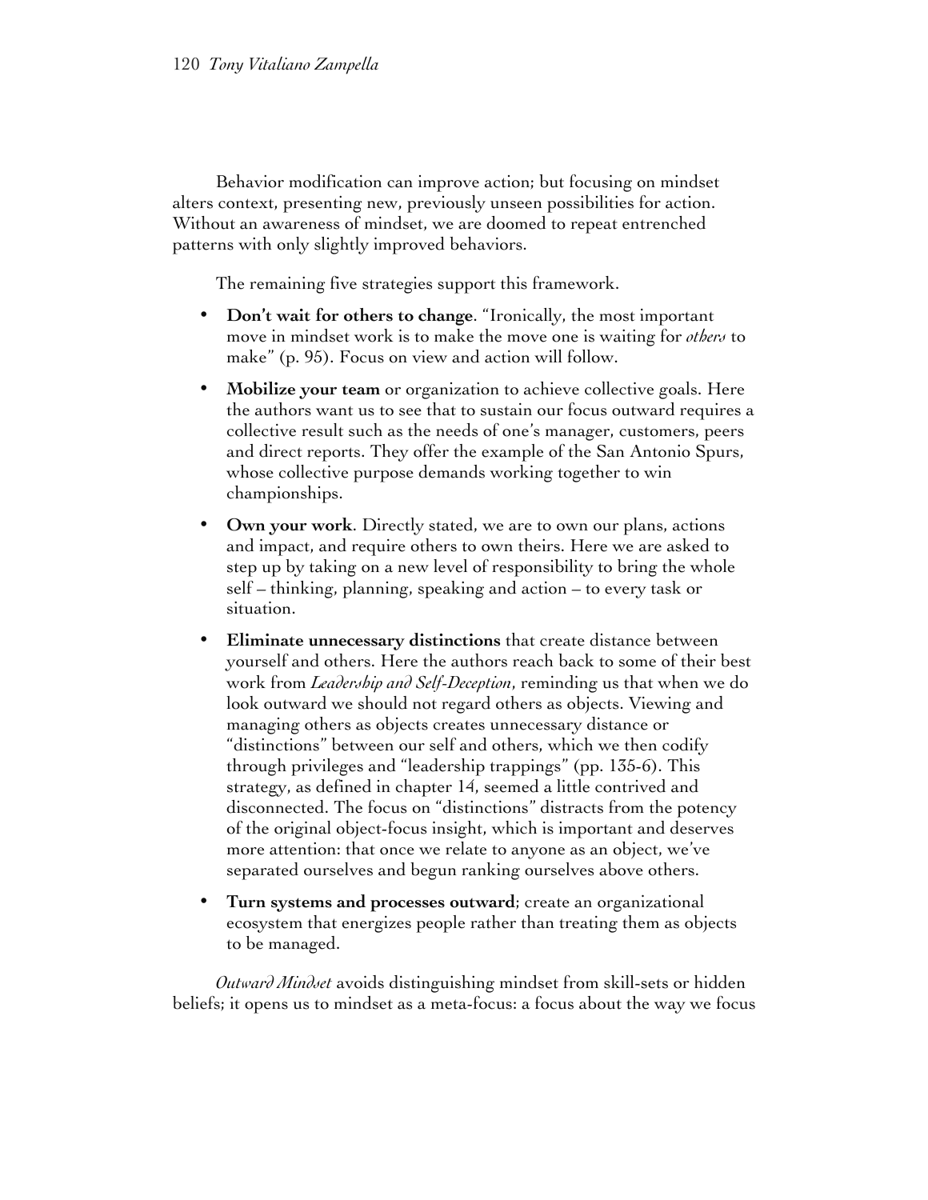Behavior modification can improve action; but focusing on mindset alters context, presenting new, previously unseen possibilities for action. Without an awareness of mindset, we are doomed to repeat entrenched patterns with only slightly improved behaviors.

The remaining five strategies support this framework.

- **Don't wait for others to change**. "Ironically, the most important move in mindset work is to make the move one is waiting for *others* to make" (p. 95). Focus on view and action will follow.
- **Mobilize your team** or organization to achieve collective goals. Here the authors want us to see that to sustain our focus outward requires a collective result such as the needs of one's manager, customers, peers and direct reports. They offer the example of the San Antonio Spurs, whose collective purpose demands working together to win championships.
- **Own your work**. Directly stated, we are to own our plans, actions and impact, and require others to own theirs. Here we are asked to step up by taking on a new level of responsibility to bring the whole self – thinking, planning, speaking and action – to every task or situation.
- **Eliminate unnecessary distinctions** that create distance between yourself and others. Here the authors reach back to some of their best work from *Leadership and Self-Deception*, reminding us that when we do look outward we should not regard others as objects. Viewing and managing others as objects creates unnecessary distance or "distinctions" between our self and others, which we then codify through privileges and "leadership trappings" (pp. 135-6). This strategy, as defined in chapter 14, seemed a little contrived and disconnected. The focus on "distinctions" distracts from the potency of the original object-focus insight, which is important and deserves more attention: that once we relate to anyone as an object, we've separated ourselves and begun ranking ourselves above others.
- **Turn systems and processes outward**; create an organizational ecosystem that energizes people rather than treating them as objects to be managed.

*Outward Mindset* avoids distinguishing mindset from skill-sets or hidden beliefs; it opens us to mindset as a meta-focus: a focus about the way we focus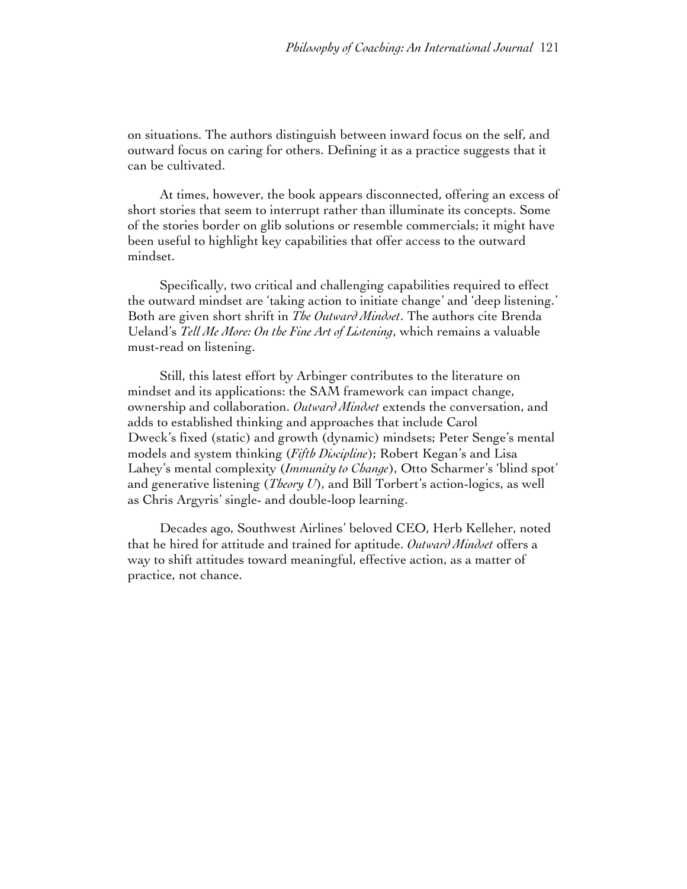on situations. The authors distinguish between inward focus on the self, and outward focus on caring for others. Defining it as a practice suggests that it can be cultivated.

At times, however, the book appears disconnected, offering an excess of short stories that seem to interrupt rather than illuminate its concepts. Some of the stories border on glib solutions or resemble commercials; it might have been useful to highlight key capabilities that offer access to the outward mindset.

Specifically, two critical and challenging capabilities required to effect the outward mindset are 'taking action to initiate change' and 'deep listening.' Both are given short shrift in *The Outward Mindset*. The authors cite Brenda Ueland's *Tell Me More: On the Fine Art of Listening*, which remains a valuable must-read on listening.

Still, this latest effort by Arbinger contributes to the literature on mindset and its applications: the SAM framework can impact change, ownership and collaboration. *Outward Mindset* extends the conversation, and adds to established thinking and approaches that include Carol Dweck's fixed (static) and growth (dynamic) mindsets; Peter Senge's mental models and system thinking (*Fifth Discipline*); Robert Kegan's and Lisa Lahey's mental complexity (*Immunity to Change*), Otto Scharmer's 'blind spot' and generative listening (*Theory U*), and Bill Torbert's action-logics, as well as Chris Argyris' single- and double-loop learning.

Decades ago, Southwest Airlines' beloved CEO, Herb Kelleher, noted that he hired for attitude and trained for aptitude. *Outward Mindset* offers a way to shift attitudes toward meaningful, effective action, as a matter of practice, not chance.